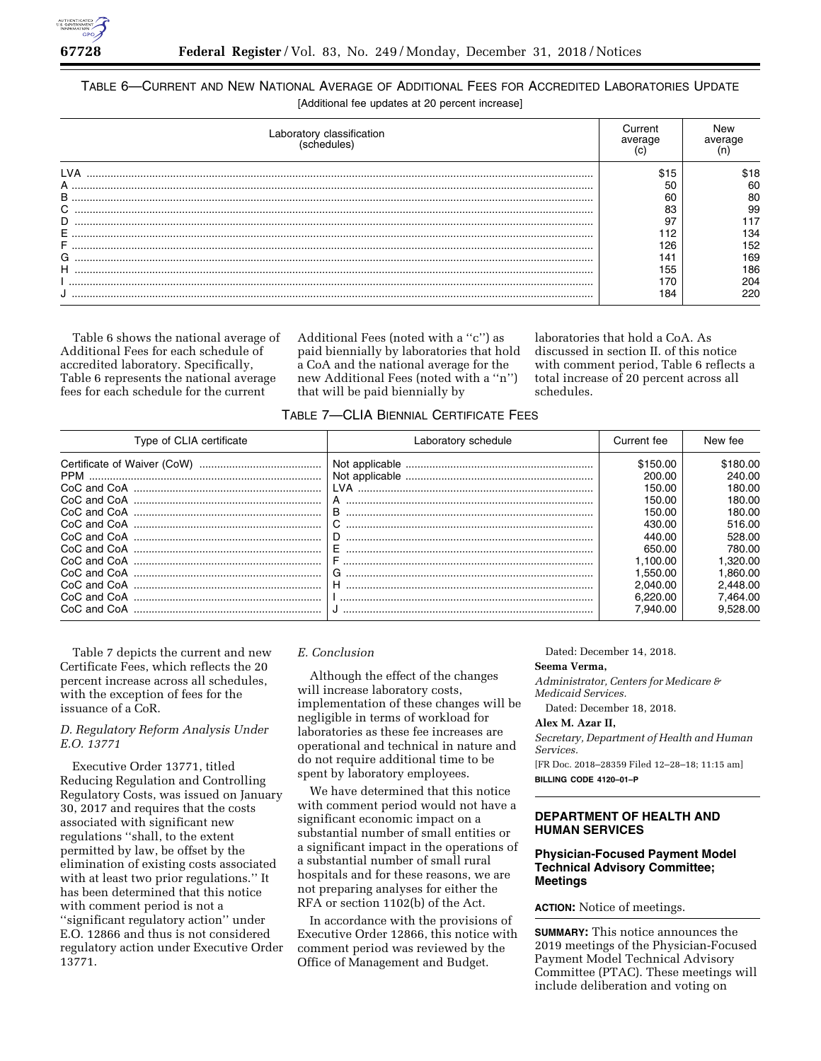TABLE 6—CURRENT AND NEW NATIONAL AVERAGE OF ADDITIONAL FEES FOR ACCREDITED LABORATORIES UPDATE

[Additional fee updates at 20 percent increase]

| Laboratory classification (schedules) | Current average (c) | New average (n) |
|---|---|---|
| LVA | $15 | $18 |
| A | 50 | 60 |
| B | 60 | 80 |
| C | 83 | 99 |
| D | 97 | 117 |
| E | 112 | 134 |
| F | 126 | 152 |
| G | 141 | 169 |
| H | 155 | 186 |
| I | 170 | 204 |
| J | 184 | 220 |

Table 6 shows the national average of Additional Fees for each schedule of accredited laboratory. Specifically, Table 6 represents the national average fees for each schedule for the current Additional Fees (noted with a ''c'') as paid biennially by laboratories that hold a CoA and the national average for the new Additional Fees (noted with a ''n'') that will be paid biennially by laboratories that hold a CoA. As discussed in section II. of this notice with comment period, Table 6 reflects a total increase of 20 percent across all schedules.

TABLE 7—CLIA BIENNIAL CERTIFICATE FEES

| Type of CLIA certificate | Laboratory schedule | Current fee | New fee |
|---|---|---|---|
| Certificate of Waiver (CoW) | Not applicable | $150.00 | $180.00 |
| PPM | Not applicable | 200.00 | 240.00 |
| CoC and CoA | LVA | 150.00 | 180.00 |
| CoC and CoA | A | 150.00 | 180.00 |
| CoC and CoA | B | 150.00 | 180.00 |
| CoC and CoA | C | 430.00 | 516.00 |
| CoC and CoA | D | 440.00 | 528.00 |
| CoC and CoA | E | 650.00 | 780.00 |
| CoC and CoA | F | 1,100.00 | 1,320.00 |
| CoC and CoA | G | 1,550.00 | 1,860.00 |
| CoC and CoA | H | 2,040.00 | 2,448.00 |
| CoC and CoA | I | 6,220.00 | 7,464.00 |
| CoC and CoA | J | 7,940.00 | 9,528.00 |

Table 7 depicts the current and new Certificate Fees, which reflects the 20 percent increase across all schedules, with the exception of fees for the issuance of a CoR.

### *D. Regulatory Reform Analysis Under E.O. 13771*

Executive Order 13771, titled Reducing Regulation and Controlling Regulatory Costs, was issued on January 30, 2017 and requires that the costs associated with significant new regulations ''shall, to the extent permitted by law, be offset by the elimination of existing costs associated with at least two prior regulations.'' It has been determined that this notice with comment period is not a ''significant regulatory action'' under E.O. 12866 and thus is not considered regulatory action under Executive Order 13771.

### *E. Conclusion*

Although the effect of the changes will increase laboratory costs, implementation of these changes will be negligible in terms of workload for laboratories as these fee increases are operational and technical in nature and do not require additional time to be spent by laboratory employees.

We have determined that this notice with comment period would not have a significant economic impact on a substantial number of small entities or a significant impact in the operations of a substantial number of small rural hospitals and for these reasons, we are not preparing analyses for either the RFA or section 1102(b) of the Act.

In accordance with the provisions of Executive Order 12866, this notice with comment period was reviewed by the Office of Management and Budget.

Dated: December 14, 2018.

**Seema Verma,**

*Administrator, Centers for Medicare & Medicaid Services.*

Dated: December 18, 2018.

**Alex M. Azar II,**

*Secretary, Department of Health and Human Services.*

[FR Doc. 2018–28359 Filed 12–28–18; 11:15 am]

**BILLING CODE 4120–01–P**

## DEPARTMENT OF HEALTH AND HUMAN SERVICES

### Physician-Focused Payment Model Technical Advisory Committee; Meetings

**ACTION:** Notice of meetings.

**SUMMARY:** This notice announces the 2019 meetings of the Physician-Focused Payment Model Technical Advisory Committee (PTAC). These meetings will include deliberation and voting on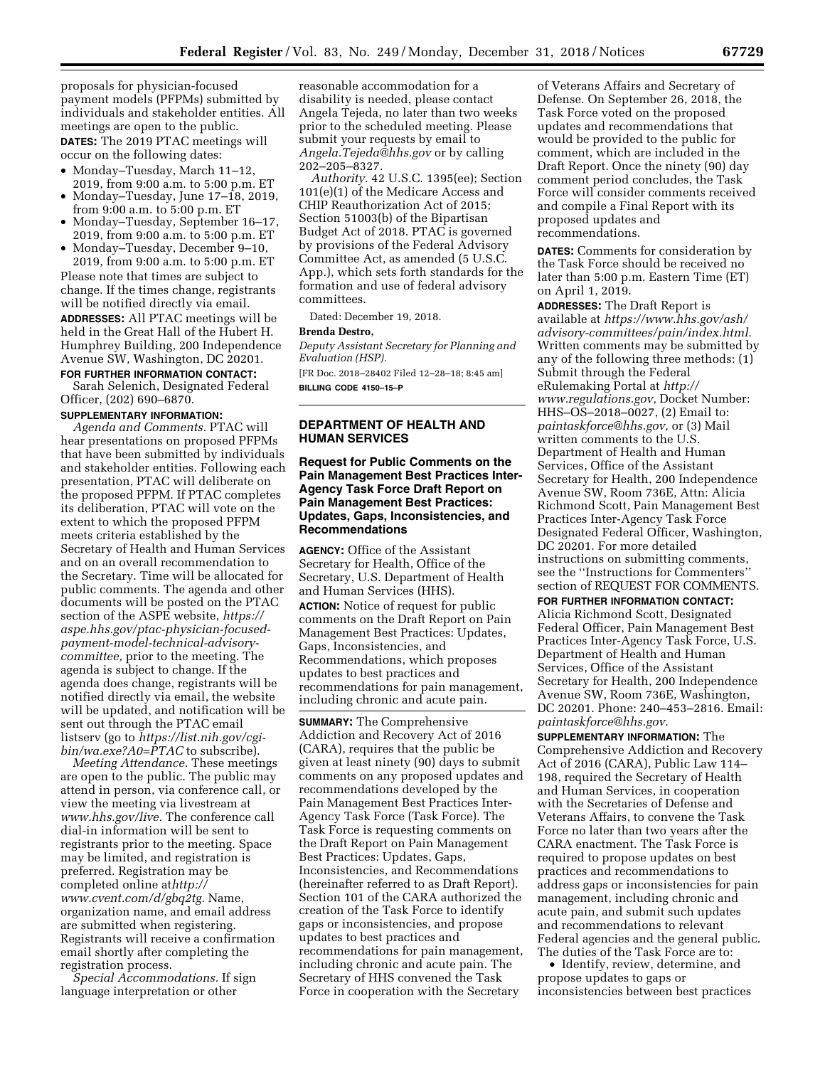proposals for physician-focused payment models (PFPMs) submitted by individuals and stakeholder entities. All meetings are open to the public.

**DATES:** The 2019 PTAC meetings will occur on the following dates:

- Monday–Tuesday, March 11–12, 2019, from 9:00 a.m. to 5:00 p.m. ET
- Monday–Tuesday, June 17–18, 2019, from 9:00 a.m. to 5:00 p.m. ET
- Monday–Tuesday, September 16–17, 2019, from 9:00 a.m. to 5:00 p.m. ET
- Monday–Tuesday, December 9–10, 2019, from 9:00 a.m. to 5:00 p.m. ET

Please note that times are subject to change. If the times change, registrants will be notified directly via email.

**ADDRESSES:** All PTAC meetings will be held in the Great Hall of the Hubert H. Humphrey Building, 200 Independence Avenue SW, Washington, DC 20201.

**FOR FURTHER INFORMATION CONTACT:** Sarah Selenich, Designated Federal Officer, (202) 690–6870.

**SUPPLEMENTARY INFORMATION:**

*Agenda and Comments.* PTAC will hear presentations on proposed PFPMs that have been submitted by individuals and stakeholder entities. Following each presentation, PTAC will deliberate on the proposed PFPM. If PTAC completes its deliberation, PTAC will vote on the extent to which the proposed PFPM meets criteria established by the Secretary of Health and Human Services and on an overall recommendation to the Secretary. Time will be allocated for public comments. The agenda and other documents will be posted on the PTAC section of the ASPE website, *https://aspe.hhs.gov/ptac-physician-focused-payment-model-technical-advisory-committee,* prior to the meeting. The agenda is subject to change. If the agenda does change, registrants will be notified directly via email, the website will be updated, and notification will be sent out through the PTAC email listserv (go to *https://list.nih.gov/cgi-bin/wa.exe?A0=PTAC* to subscribe).

*Meeting Attendance.* These meetings are open to the public. The public may attend in person, via conference call, or view the meeting via livestream at *www.hhs.gov/live.* The conference call dial-in information will be sent to registrants prior to the meeting. Space may be limited, and registration is preferred. Registration may be completed online at*http://www.cvent.com/d/gbq2tg.* Name, organization name, and email address are submitted when registering. Registrants will receive a confirmation email shortly after completing the registration process.

*Special Accommodations.* If sign language interpretation or other reasonable accommodation for a disability is needed, please contact Angela Tejeda, no later than two weeks prior to the scheduled meeting. Please submit your requests by email to *Angela.Tejeda@hhs.gov* or by calling 202–205–8327.

*Authority.* 42 U.S.C. 1395(ee); Section 101(e)(1) of the Medicare Access and CHIP Reauthorization Act of 2015; Section 51003(b) of the Bipartisan Budget Act of 2018. PTAC is governed by provisions of the Federal Advisory Committee Act, as amended (5 U.S.C. App.), which sets forth standards for the formation and use of federal advisory committees.

Dated: December 19, 2018.

**Brenda Destro,**

*Deputy Assistant Secretary for Planning and Evaluation (HSP).*

[FR Doc. 2018–28402 Filed 12–28–18; 8:45 am]

**BILLING CODE 4150–15–P**

## DEPARTMENT OF HEALTH AND HUMAN SERVICES

### Request for Public Comments on the Pain Management Best Practices Inter-Agency Task Force Draft Report on Pain Management Best Practices: Updates, Gaps, Inconsistencies, and Recommendations

**AGENCY:** Office of the Assistant Secretary for Health, Office of the Secretary, U.S. Department of Health and Human Services (HHS).

**ACTION:** Notice of request for public comments on the Draft Report on Pain Management Best Practices: Updates, Gaps, Inconsistencies, and Recommendations, which proposes updates to best practices and recommendations for pain management, including chronic and acute pain.

**SUMMARY:** The Comprehensive Addiction and Recovery Act of 2016 (CARA), requires that the public be given at least ninety (90) days to submit comments on any proposed updates and recommendations developed by the Pain Management Best Practices Inter-Agency Task Force (Task Force). The Task Force is requesting comments on the Draft Report on Pain Management Best Practices: Updates, Gaps, Inconsistencies, and Recommendations (hereinafter referred to as Draft Report). Section 101 of the CARA authorized the creation of the Task Force to identify gaps or inconsistencies, and propose updates to best practices and recommendations for pain management, including chronic and acute pain. The Secretary of HHS convened the Task Force in cooperation with the Secretary of Veterans Affairs and Secretary of Defense. On September 26, 2018, the Task Force voted on the proposed updates and recommendations that would be provided to the public for comment, which are included in the Draft Report. Once the ninety (90) day comment period concludes, the Task Force will consider comments received and compile a Final Report with its proposed updates and recommendations.

**DATES:** Comments for consideration by the Task Force should be received no later than 5:00 p.m. Eastern Time (ET) on April 1, 2019.

**ADDRESSES:** The Draft Report is available at *https://www.hhs.gov/ash/advisory-committees/pain/index.html.* Written comments may be submitted by any of the following three methods: (1) Submit through the Federal eRulemaking Portal at *http://www.regulations.gov,* Docket Number: HHS–OS–2018–0027, (2) Email to: *paintaskforce@hhs.gov,* or (3) Mail written comments to the U.S. Department of Health and Human Services, Office of the Assistant Secretary for Health, 200 Independence Avenue SW, Room 736E, Attn: Alicia Richmond Scott, Pain Management Best Practices Inter-Agency Task Force Designated Federal Officer, Washington, DC 20201. For more detailed instructions on submitting comments, see the ''Instructions for Commenters'' section of REQUEST FOR COMMENTS.

**FOR FURTHER INFORMATION CONTACT:** Alicia Richmond Scott, Designated Federal Officer, Pain Management Best Practices Inter-Agency Task Force, U.S. Department of Health and Human Services, Office of the Assistant Secretary for Health, 200 Independence Avenue SW, Room 736E, Washington, DC 20201. Phone: 240–453–2816. Email: *paintaskforce@hhs.gov.*

**SUPPLEMENTARY INFORMATION:** The Comprehensive Addiction and Recovery Act of 2016 (CARA), Public Law 114–198, required the Secretary of Health and Human Services, in cooperation with the Secretaries of Defense and Veterans Affairs, to convene the Task Force no later than two years after the CARA enactment. The Task Force is required to propose updates on best practices and recommendations to address gaps or inconsistencies for pain management, including chronic and acute pain, and submit such updates and recommendations to relevant Federal agencies and the general public. The duties of the Task Force are to:

- Identify, review, determine, and propose updates to gaps or inconsistencies between best practices